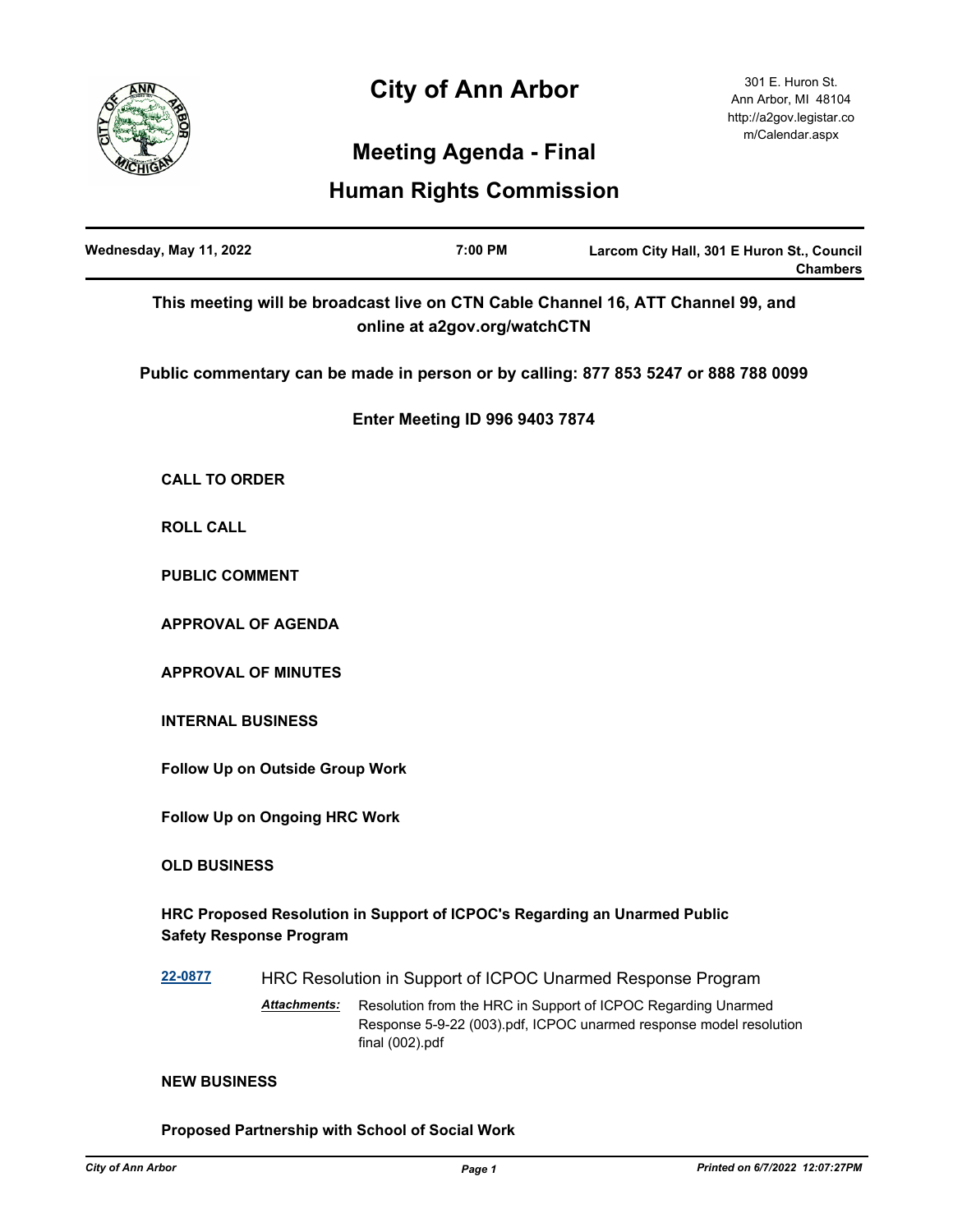# City of Ann Arbor

301 E. Huron St.
Ann Arbor, MI 48104
http://a2gov.legistar.com/Calendar.aspx

## Meeting Agenda - Final

## Human Rights Commission

| Wednesday, May 11, 2022 | 7:00 PM | Larcom City Hall, 301 E Huron St., Council Chambers |
|---|---|---|

**This meeting will be broadcast live on CTN Cable Channel 16, ATT Channel 99, and online at a2gov.org/watchCTN**

**Public commentary can be made in person or by calling: 877 853 5247 or 888 788 0099**

**Enter Meeting ID 996 9403 7874**

**CALL TO ORDER**

**ROLL CALL**

**PUBLIC COMMENT**

**APPROVAL OF AGENDA**

**APPROVAL OF MINUTES**

**INTERNAL BUSINESS**

**Follow Up on Outside Group Work**

**Follow Up on Ongoing HRC Work**

**OLD BUSINESS**

**HRC Proposed Resolution in Support of ICPOC's Regarding an Unarmed Public Safety Response Program**

**22-0877** HRC Resolution in Support of ICPOC Unarmed Response Program

***Attachments:*** Resolution from the HRC in Support of ICPOC Regarding Unarmed Response 5-9-22 (003).pdf, ICPOC unarmed response model resolution final (002).pdf

**NEW BUSINESS**

**Proposed Partnership with School of Social Work**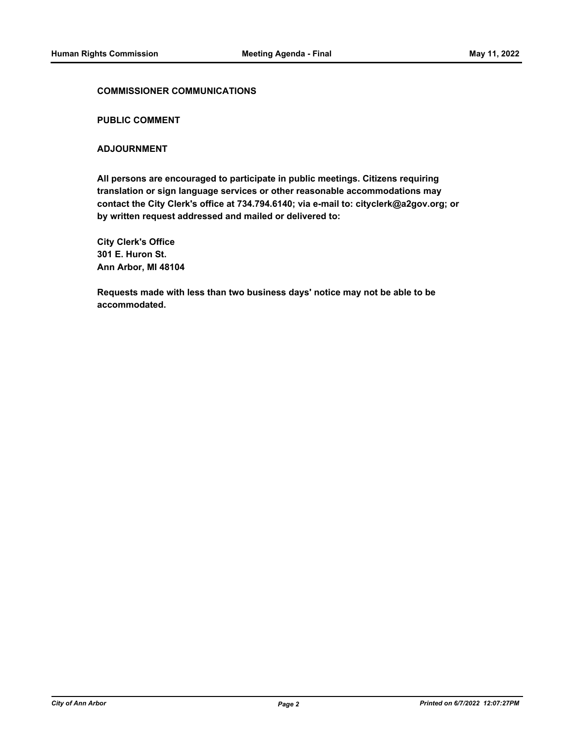**COMMISSIONER COMMUNICATIONS**

**PUBLIC COMMENT**

**ADJOURNMENT**

**All persons are encouraged to participate in public meetings. Citizens requiring translation or sign language services or other reasonable accommodations may contact the City Clerk's office at 734.794.6140; via e-mail to: cityclerk@a2gov.org; or by written request addressed and mailed or delivered to:**

**City Clerk's Office**
**301 E. Huron St.**
**Ann Arbor, MI 48104**

**Requests made with less than two business days' notice may not be able to be accommodated.**